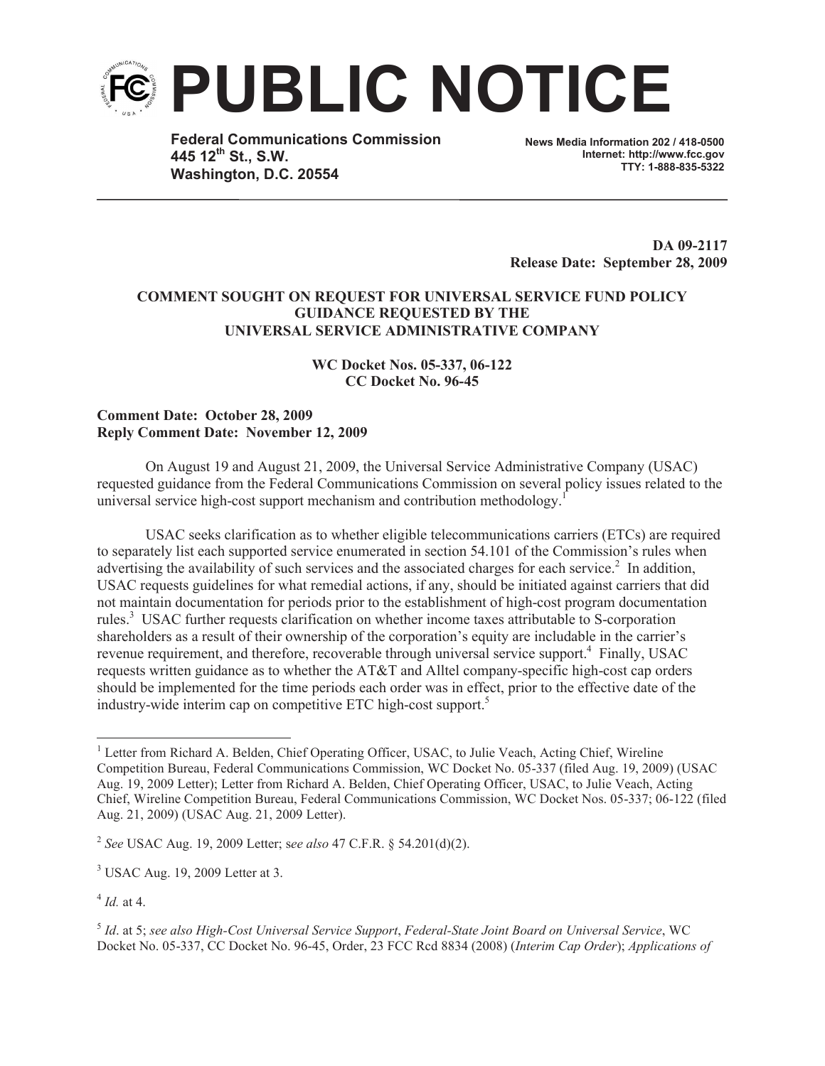# PUBLIC NOTICE

**Federal Communications Commission**
**445 12th St., S.W.**
**Washington, D.C. 20554**

**News Media Information 202 / 418-0500**
**Internet: http://www.fcc.gov**
**TTY: 1-888-835-5322**

**DA 09-2117**
**Release Date: September 28, 2009**

**COMMENT SOUGHT ON REQUEST FOR UNIVERSAL SERVICE FUND POLICY GUIDANCE REQUESTED BY THE UNIVERSAL SERVICE ADMINISTRATIVE COMPANY**

**WC Docket Nos. 05-337, 06-122**
**CC Docket No. 96-45**

**Comment Date: October 28, 2009**
**Reply Comment Date: November 12, 2009**

On August 19 and August 21, 2009, the Universal Service Administrative Company (USAC) requested guidance from the Federal Communications Commission on several policy issues related to the universal service high-cost support mechanism and contribution methodology.[1]

USAC seeks clarification as to whether eligible telecommunications carriers (ETCs) are required to separately list each supported service enumerated in section 54.101 of the Commission's rules when advertising the availability of such services and the associated charges for each service.[2] In addition, USAC requests guidelines for what remedial actions, if any, should be initiated against carriers that did not maintain documentation for periods prior to the establishment of high-cost program documentation rules.[3] USAC further requests clarification on whether income taxes attributable to S-corporation shareholders as a result of their ownership of the corporation's equity are includable in the carrier's revenue requirement, and therefore, recoverable through universal service support.[4] Finally, USAC requests written guidance as to whether the AT&T and Alltel company-specific high-cost cap orders should be implemented for the time periods each order was in effect, prior to the effective date of the industry-wide interim cap on competitive ETC high-cost support.[5]

---

[1] Letter from Richard A. Belden, Chief Operating Officer, USAC, to Julie Veach, Acting Chief, Wireline Competition Bureau, Federal Communications Commission, WC Docket No. 05-337 (filed Aug. 19, 2009) (USAC Aug. 19, 2009 Letter); Letter from Richard A. Belden, Chief Operating Officer, USAC, to Julie Veach, Acting Chief, Wireline Competition Bureau, Federal Communications Commission, WC Docket Nos. 05-337; 06-122 (filed Aug. 21, 2009) (USAC Aug. 21, 2009 Letter).

[2] *See* USAC Aug. 19, 2009 Letter; s*ee also* 47 C.F.R. § 54.201(d)(2).

[3] USAC Aug. 19, 2009 Letter at 3.

[4] *Id.* at 4.

[5] *Id*. at 5; *see also High-Cost Universal Service Support*, *Federal-State Joint Board on Universal Service*, WC Docket No. 05-337, CC Docket No. 96-45, Order, 23 FCC Rcd 8834 (2008) (*Interim Cap Order*); *Applications of*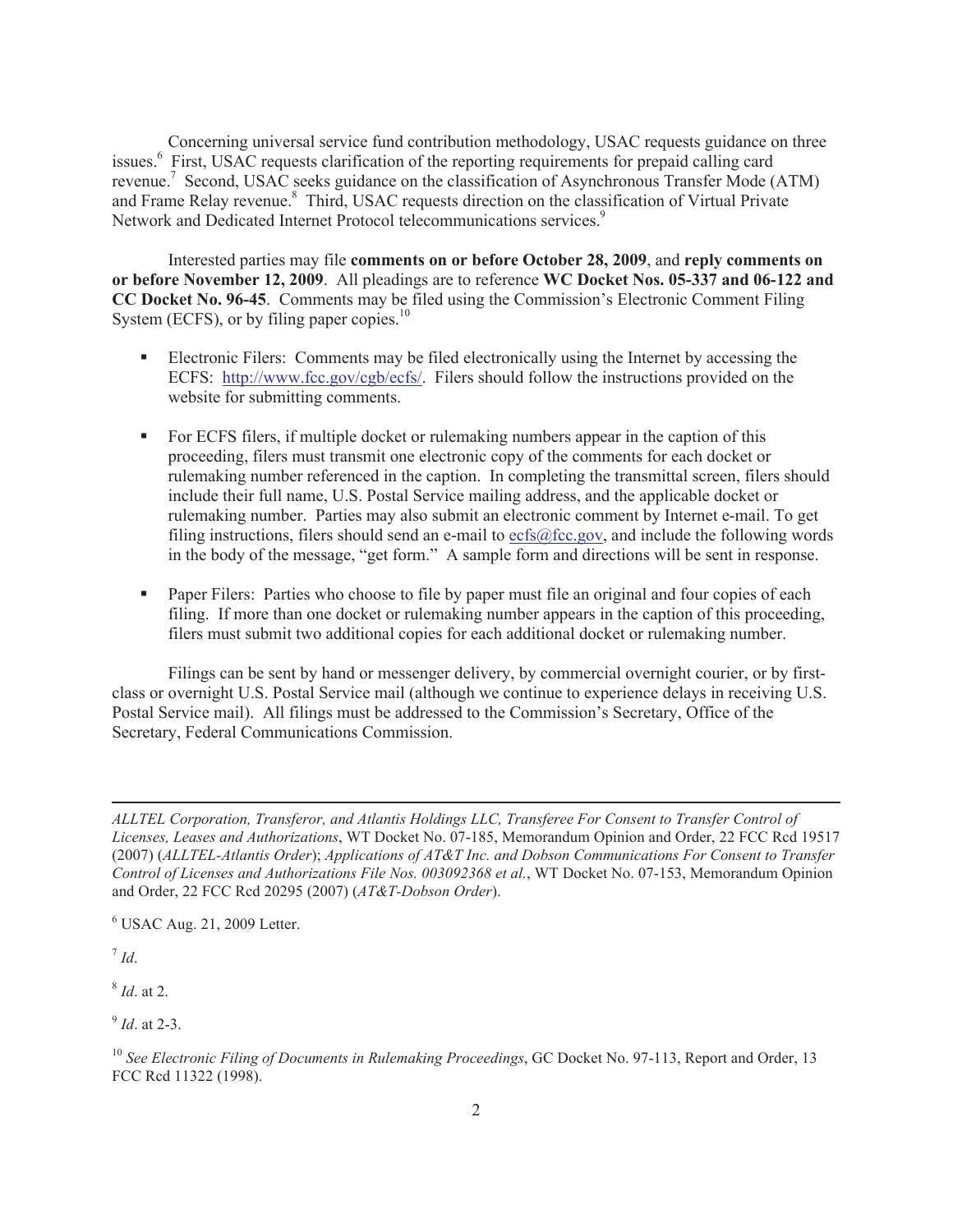Concerning universal service fund contribution methodology, USAC requests guidance on three issues.[6] First, USAC requests clarification of the reporting requirements for prepaid calling card revenue.[7] Second, USAC seeks guidance on the classification of Asynchronous Transfer Mode (ATM) and Frame Relay revenue.[8] Third, USAC requests direction on the classification of Virtual Private Network and Dedicated Internet Protocol telecommunications services.[9]

Interested parties may file **comments on or before October 28, 2009**, and **reply comments on or before November 12, 2009**. All pleadings are to reference **WC Docket Nos. 05-337 and 06-122 and CC Docket No. 96-45**. Comments may be filed using the Commission's Electronic Comment Filing System (ECFS), or by filing paper copies.[10]

- Electronic Filers: Comments may be filed electronically using the Internet by accessing the ECFS: http://www.fcc.gov/cgb/ecfs/. Filers should follow the instructions provided on the website for submitting comments.

- For ECFS filers, if multiple docket or rulemaking numbers appear in the caption of this proceeding, filers must transmit one electronic copy of the comments for each docket or rulemaking number referenced in the caption. In completing the transmittal screen, filers should include their full name, U.S. Postal Service mailing address, and the applicable docket or rulemaking number. Parties may also submit an electronic comment by Internet e-mail. To get filing instructions, filers should send an e-mail to ecfs@fcc.gov, and include the following words in the body of the message, "get form." A sample form and directions will be sent in response.

- Paper Filers: Parties who choose to file by paper must file an original and four copies of each filing. If more than one docket or rulemaking number appears in the caption of this proceeding, filers must submit two additional copies for each additional docket or rulemaking number.

Filings can be sent by hand or messenger delivery, by commercial overnight courier, or by first-class or overnight U.S. Postal Service mail (although we continue to experience delays in receiving U.S. Postal Service mail). All filings must be addressed to the Commission's Secretary, Office of the Secretary, Federal Communications Commission.

---

*ALLTEL Corporation, Transferor, and Atlantis Holdings LLC, Transferee For Consent to Transfer Control of Licenses, Leases and Authorizations*, WT Docket No. 07-185, Memorandum Opinion and Order, 22 FCC Rcd 19517 (2007) (*ALLTEL-Atlantis Order*); *Applications of AT&T Inc. and Dobson Communications For Consent to Transfer Control of Licenses and Authorizations File Nos. 003092368 et al.*, WT Docket No. 07-153, Memorandum Opinion and Order, 22 FCC Rcd 20295 (2007) (*AT&T-Dobson Order*).

[6] USAC Aug. 21, 2009 Letter.

[7] *Id*.

[8] *Id*. at 2.

[9] *Id*. at 2-3.

[10] *See Electronic Filing of Documents in Rulemaking Proceedings*, GC Docket No. 97-113, Report and Order, 13 FCC Rcd 11322 (1998).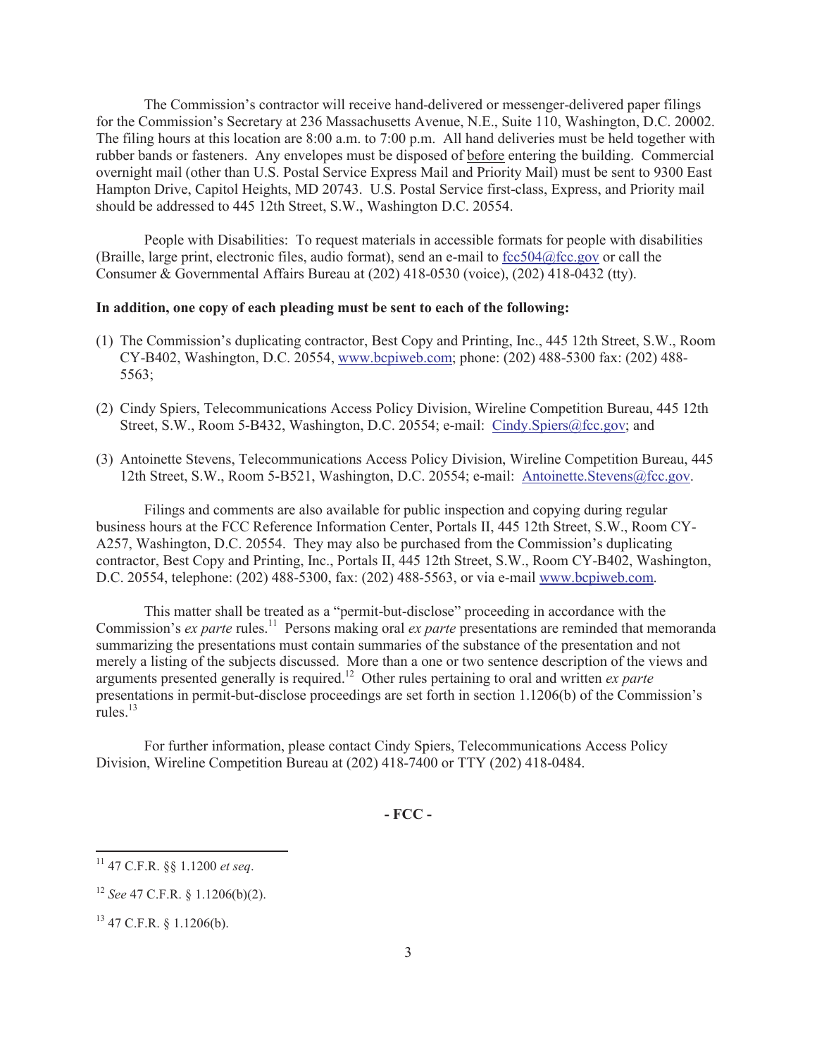The Commission's contractor will receive hand-delivered or messenger-delivered paper filings for the Commission's Secretary at 236 Massachusetts Avenue, N.E., Suite 110, Washington, D.C. 20002. The filing hours at this location are 8:00 a.m. to 7:00 p.m. All hand deliveries must be held together with rubber bands or fasteners. Any envelopes must be disposed of before entering the building. Commercial overnight mail (other than U.S. Postal Service Express Mail and Priority Mail) must be sent to 9300 East Hampton Drive, Capitol Heights, MD 20743. U.S. Postal Service first-class, Express, and Priority mail should be addressed to 445 12th Street, S.W., Washington D.C. 20554.

People with Disabilities: To request materials in accessible formats for people with disabilities (Braille, large print, electronic files, audio format), send an e-mail to fcc504@fcc.gov or call the Consumer & Governmental Affairs Bureau at (202) 418-0530 (voice), (202) 418-0432 (tty).

**In addition, one copy of each pleading must be sent to each of the following:**

(1) The Commission's duplicating contractor, Best Copy and Printing, Inc., 445 12th Street, S.W., Room CY-B402, Washington, D.C. 20554, www.bcpiweb.com; phone: (202) 488-5300 fax: (202) 488-5563;

(2) Cindy Spiers, Telecommunications Access Policy Division, Wireline Competition Bureau, 445 12th Street, S.W., Room 5-B432, Washington, D.C. 20554; e-mail: Cindy.Spiers@fcc.gov; and

(3) Antoinette Stevens, Telecommunications Access Policy Division, Wireline Competition Bureau, 445 12th Street, S.W., Room 5-B521, Washington, D.C. 20554; e-mail: Antoinette.Stevens@fcc.gov.

Filings and comments are also available for public inspection and copying during regular business hours at the FCC Reference Information Center, Portals II, 445 12th Street, S.W., Room CY-A257, Washington, D.C. 20554. They may also be purchased from the Commission's duplicating contractor, Best Copy and Printing, Inc., Portals II, 445 12th Street, S.W., Room CY-B402, Washington, D.C. 20554, telephone: (202) 488-5300, fax: (202) 488-5563, or via e-mail www.bcpiweb.com.

This matter shall be treated as a "permit-but-disclose" proceeding in accordance with the Commission's *ex parte* rules.[11] Persons making oral *ex parte* presentations are reminded that memoranda summarizing the presentations must contain summaries of the substance of the presentation and not merely a listing of the subjects discussed. More than a one or two sentence description of the views and arguments presented generally is required.[12] Other rules pertaining to oral and written *ex parte* presentations in permit-but-disclose proceedings are set forth in section 1.1206(b) of the Commission's rules.[13]

For further information, please contact Cindy Spiers, Telecommunications Access Policy Division, Wireline Competition Bureau at (202) 418-7400 or TTY (202) 418-0484.

**- FCC -**

---

[11] 47 C.F.R. §§ 1.1200 *et seq*.

[12] *See* 47 C.F.R. § 1.1206(b)(2).

[13] 47 C.F.R. § 1.1206(b).